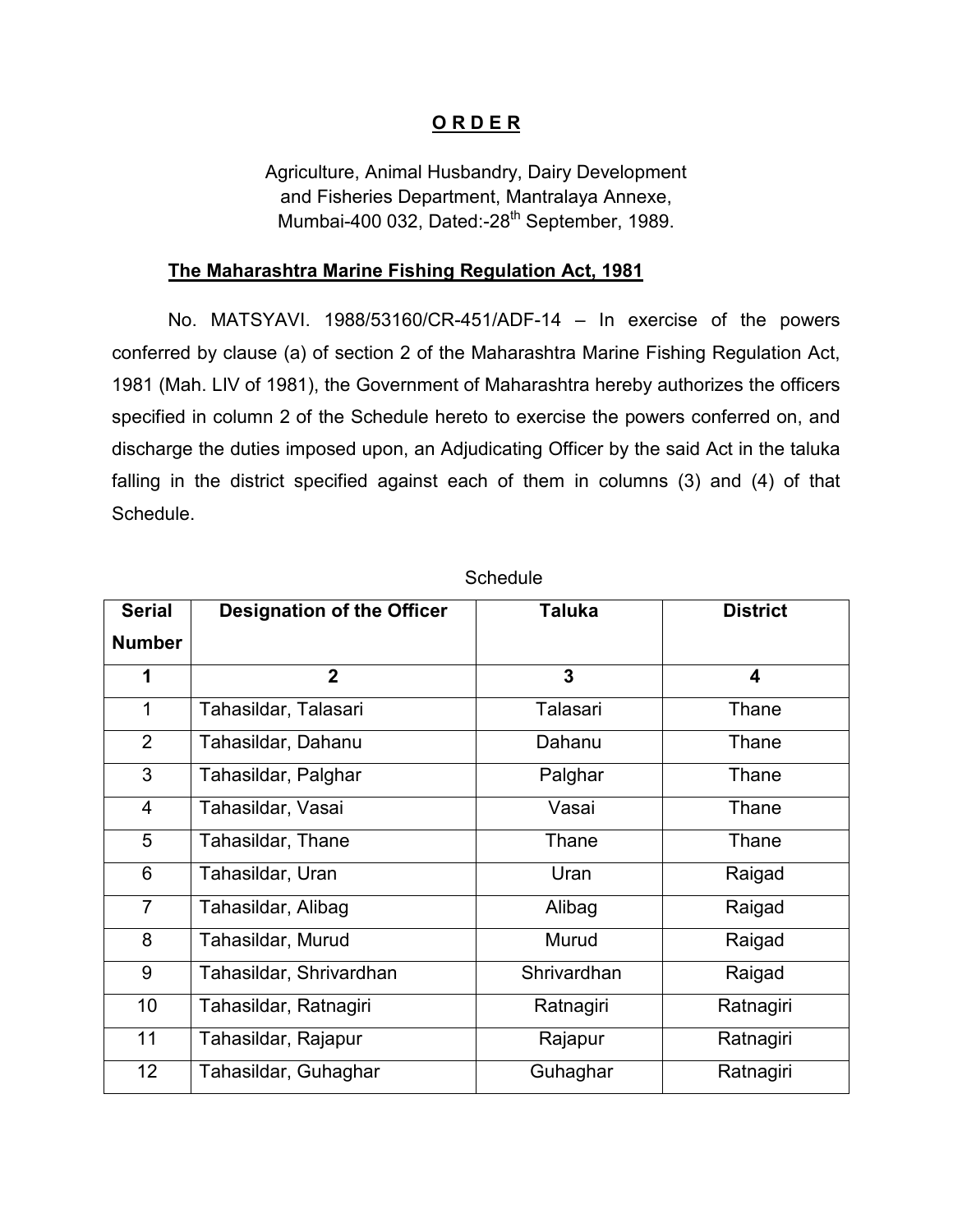# O R D E R

Agriculture, Animal Husbandry, Dairy Development and Fisheries Department, Mantralaya Annexe, Mumbai-400 032, Dated:-28th September, 1989.

## The Maharashtra Marine Fishing Regulation Act, 1981

No. MATSYAVI. 1988/53160/CR-451/ADF-14 – In exercise of the powers conferred by clause (a) of section 2 of the Maharashtra Marine Fishing Regulation Act, 1981 (Mah. LIV of 1981), the Government of Maharashtra hereby authorizes the officers specified in column 2 of the Schedule hereto to exercise the powers conferred on, and discharge the duties imposed upon, an Adjudicating Officer by the said Act in the taluka falling in the district specified against each of them in columns (3) and (4) of that Schedule.

Schedule

| Serial Number | Designation of the Officer | Taluka | District |
|---|---|---|---|
| 1 | 2 | 3 | 4 |
| 1 | Tahasildar, Talasari | Talasari | Thane |
| 2 | Tahasildar, Dahanu | Dahanu | Thane |
| 3 | Tahasildar, Palghar | Palghar | Thane |
| 4 | Tahasildar, Vasai | Vasai | Thane |
| 5 | Tahasildar, Thane | Thane | Thane |
| 6 | Tahasildar, Uran | Uran | Raigad |
| 7 | Tahasildar, Alibag | Alibag | Raigad |
| 8 | Tahasildar, Murud | Murud | Raigad |
| 9 | Tahasildar, Shrivardhan | Shrivardhan | Raigad |
| 10 | Tahasildar, Ratnagiri | Ratnagiri | Ratnagiri |
| 11 | Tahasildar, Rajapur | Rajapur | Ratnagiri |
| 12 | Tahasildar, Guhaghar | Guhaghar | Ratnagiri |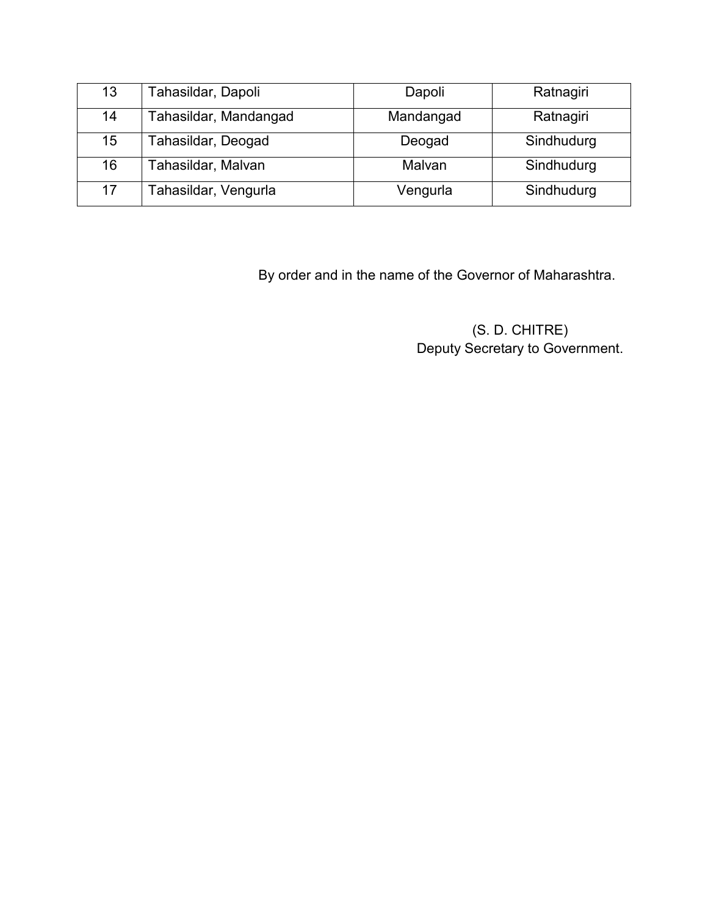| | | | |
|---|---|---|---|
| 13 | Tahasildar, Dapoli | Dapoli | Ratnagiri |
| 14 | Tahasildar, Mandangad | Mandangad | Ratnagiri |
| 15 | Tahasildar, Deogad | Deogad | Sindhudurg |
| 16 | Tahasildar, Malvan | Malvan | Sindhudurg |
| 17 | Tahasildar, Vengurla | Vengurla | Sindhudurg |

By order and in the name of the Governor of Maharashtra.

(S. D. CHITRE)
Deputy Secretary to Government.